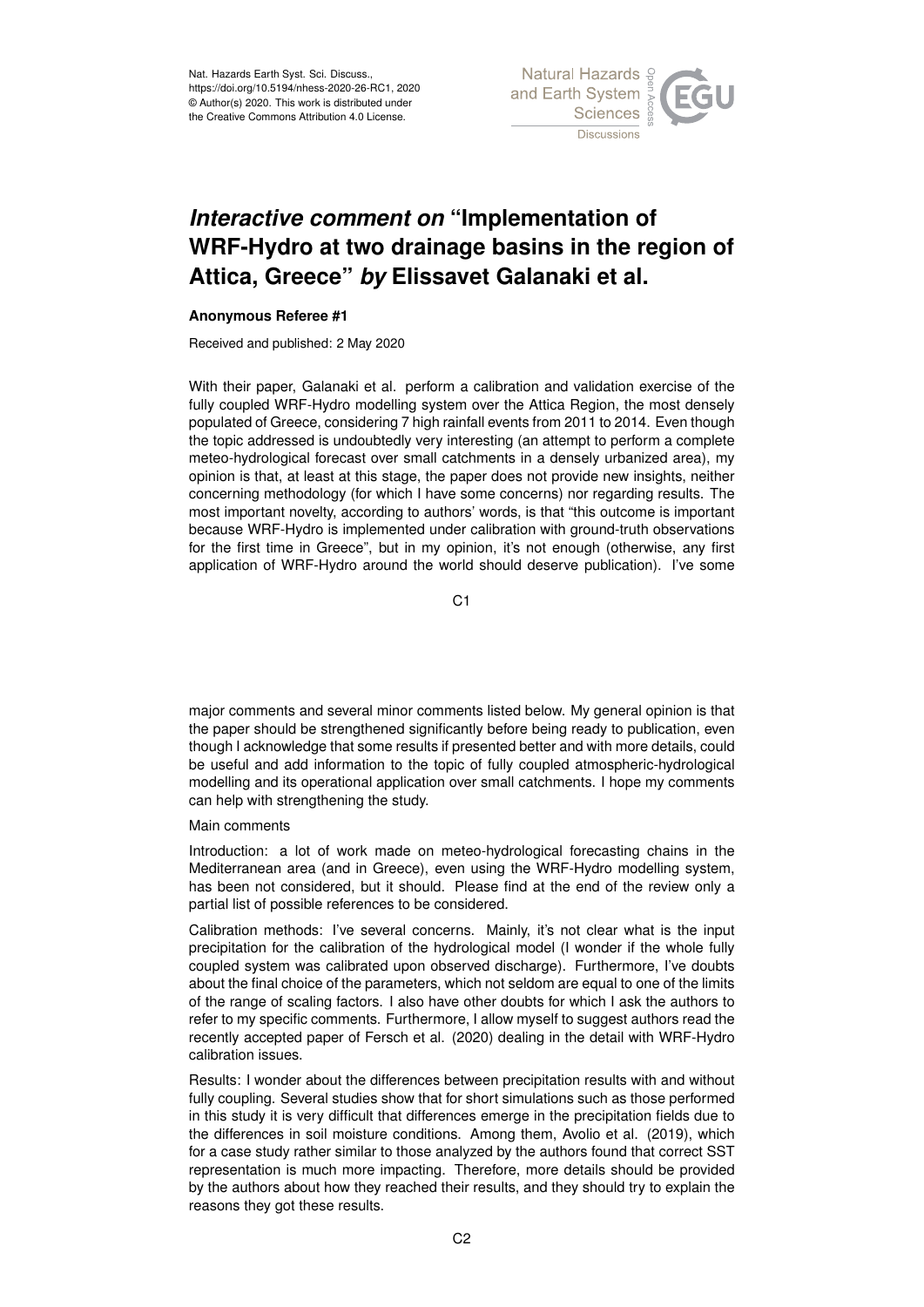# *Interactive comment on* "Implementation of WRF-Hydro at two drainage basins in the region of Attica, Greece" *by* Elissavet Galanaki et al.

**Anonymous Referee #1**

Received and published: 2 May 2020

With their paper, Galanaki et al. perform a calibration and validation exercise of the fully coupled WRF-Hydro modelling system over the Attica Region, the most densely populated of Greece, considering 7 high rainfall events from 2011 to 2014. Even though the topic addressed is undoubtedly very interesting (an attempt to perform a complete meteo-hydrological forecast over small catchments in a densely urbanized area), my opinion is that, at least at this stage, the paper does not provide new insights, neither concerning methodology (for which I have some concerns) nor regarding results. The most important novelty, according to authors' words, is that "this outcome is important because WRF-Hydro is implemented under calibration with ground-truth observations for the first time in Greece", but in my opinion, it's not enough (otherwise, any first application of WRF-Hydro around the world should deserve publication). I've some major comments and several minor comments listed below. My general opinion is that the paper should be strengthened significantly before being ready to publication, even though I acknowledge that some results if presented better and with more details, could be useful and add information to the topic of fully coupled atmospheric-hydrological modelling and its operational application over small catchments. I hope my comments can help with strengthening the study.

Main comments

Introduction: a lot of work made on meteo-hydrological forecasting chains in the Mediterranean area (and in Greece), even using the WRF-Hydro modelling system, has been not considered, but it should. Please find at the end of the review only a partial list of possible references to be considered.

Calibration methods: I've several concerns. Mainly, it's not clear what is the input precipitation for the calibration of the hydrological model (I wonder if the whole fully coupled system was calibrated upon observed discharge). Furthermore, I've doubts about the final choice of the parameters, which not seldom are equal to one of the limits of the range of scaling factors. I also have other doubts for which I ask the authors to refer to my specific comments. Furthermore, I allow myself to suggest authors read the recently accepted paper of Fersch et al. (2020) dealing in the detail with WRF-Hydro calibration issues.

Results: I wonder about the differences between precipitation results with and without fully coupling. Several studies show that for short simulations such as those performed in this study it is very difficult that differences emerge in the precipitation fields due to the differences in soil moisture conditions. Among them, Avolio et al. (2019), which for a case study rather similar to those analyzed by the authors found that correct SST representation is much more impacting. Therefore, more details should be provided by the authors about how they reached their results, and they should try to explain the reasons they got these results.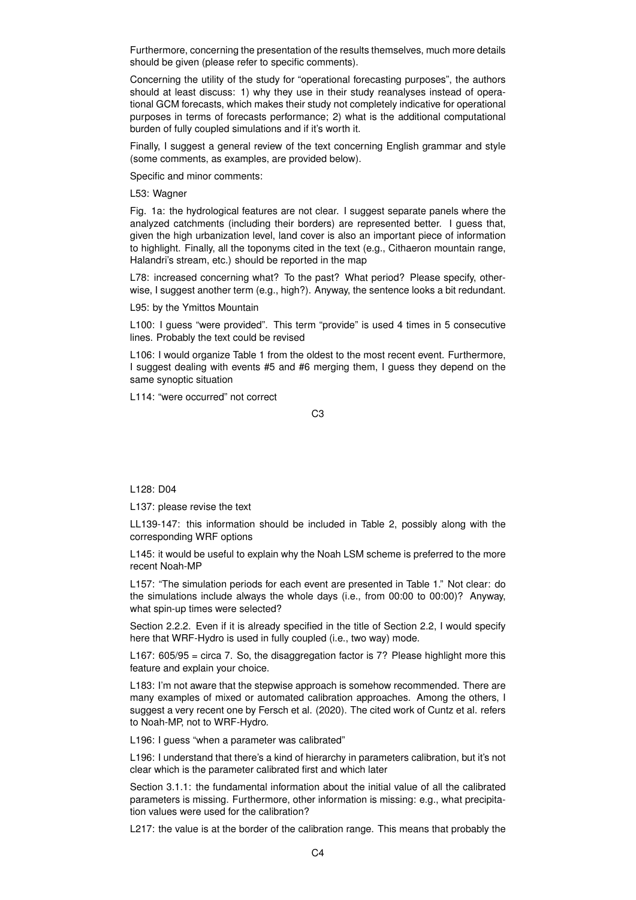Furthermore, concerning the presentation of the results themselves, much more details should be given (please refer to specific comments).

Concerning the utility of the study for "operational forecasting purposes", the authors should at least discuss: 1) why they use in their study reanalyses instead of operational GCM forecasts, which makes their study not completely indicative for operational purposes in terms of forecasts performance; 2) what is the additional computational burden of fully coupled simulations and if it's worth it.

Finally, I suggest a general review of the text concerning English grammar and style (some comments, as examples, are provided below).

Specific and minor comments:

L53: Wagner

Fig. 1a: the hydrological features are not clear. I suggest separate panels where the analyzed catchments (including their borders) are represented better. I guess that, given the high urbanization level, land cover is also an important piece of information to highlight. Finally, all the toponyms cited in the text (e.g., Cithaeron mountain range, Halandri's stream, etc.) should be reported in the map

L78: increased concerning what? To the past? What period? Please specify, otherwise, I suggest another term (e.g., high?). Anyway, the sentence looks a bit redundant.

L95: by the Ymittos Mountain

L100: I guess "were provided". This term "provide" is used 4 times in 5 consecutive lines. Probably the text could be revised

L106: I would organize Table 1 from the oldest to the most recent event. Furthermore, I suggest dealing with events #5 and #6 merging them, I guess they depend on the same synoptic situation

L114: "were occurred" not correct

L128: D04

L137: please revise the text

LL139-147: this information should be included in Table 2, possibly along with the corresponding WRF options

L145: it would be useful to explain why the Noah LSM scheme is preferred to the more recent Noah-MP

L157: "The simulation periods for each event are presented in Table 1." Not clear: do the simulations include always the whole days (i.e., from 00:00 to 00:00)? Anyway, what spin-up times were selected?

Section 2.2.2. Even if it is already specified in the title of Section 2.2, I would specify here that WRF-Hydro is used in fully coupled (i.e., two way) mode.

L167: 605/95 = circa 7. So, the disaggregation factor is 7? Please highlight more this feature and explain your choice.

L183: I'm not aware that the stepwise approach is somehow recommended. There are many examples of mixed or automated calibration approaches. Among the others, I suggest a very recent one by Fersch et al. (2020). The cited work of Cuntz et al. refers to Noah-MP, not to WRF-Hydro.

L196: I guess "when a parameter was calibrated"

L196: I understand that there's a kind of hierarchy in parameters calibration, but it's not clear which is the parameter calibrated first and which later

Section 3.1.1: the fundamental information about the initial value of all the calibrated parameters is missing. Furthermore, other information is missing: e.g., what precipitation values were used for the calibration?

L217: the value is at the border of the calibration range. This means that probably the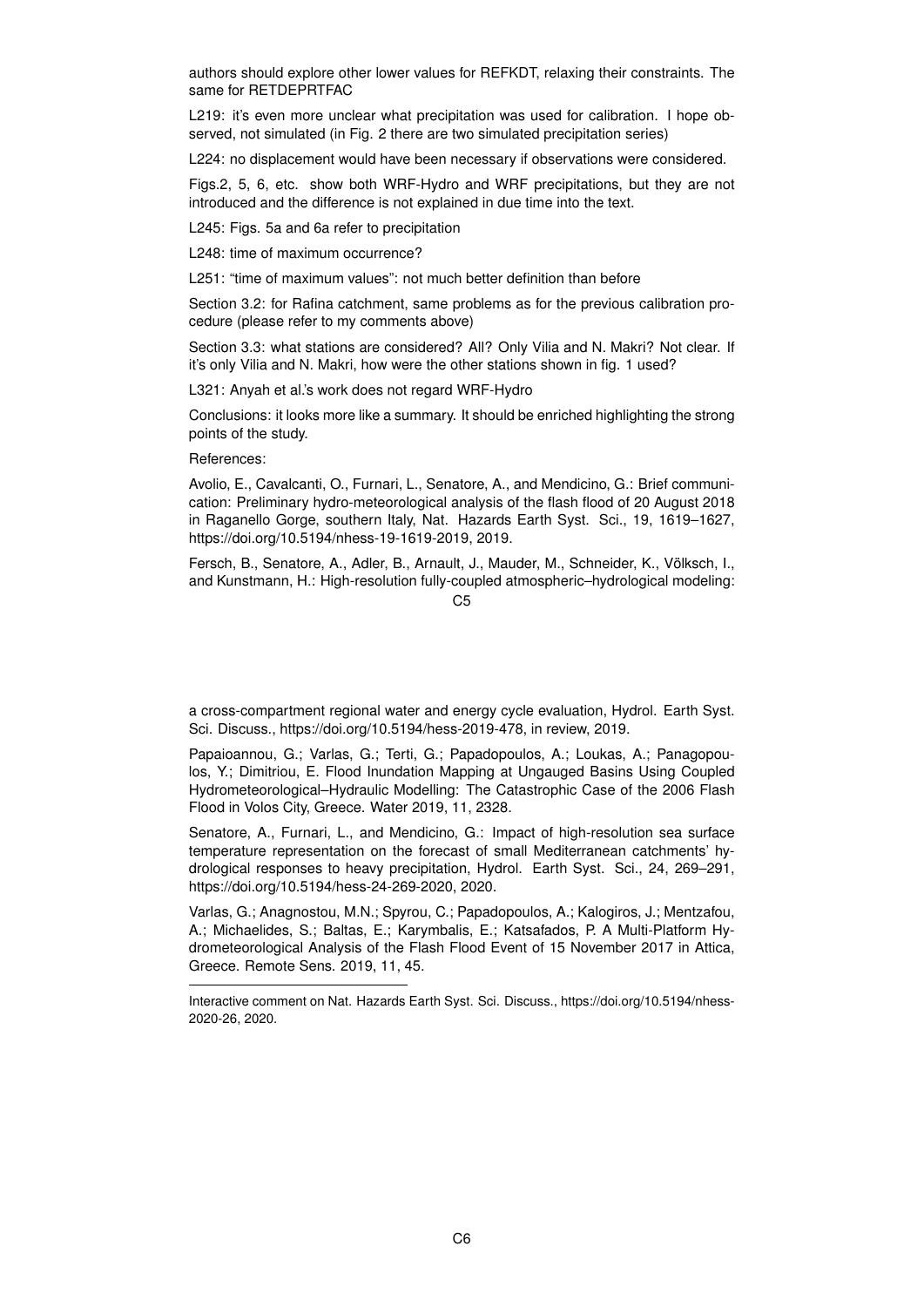authors should explore other lower values for REFKDT, relaxing their constraints. The same for RETDEPRTFAC

L219: it's even more unclear what precipitation was used for calibration. I hope observed, not simulated (in Fig. 2 there are two simulated precipitation series)

L224: no displacement would have been necessary if observations were considered.

Figs.2, 5, 6, etc. show both WRF-Hydro and WRF precipitations, but they are not introduced and the difference is not explained in due time into the text.

L245: Figs. 5a and 6a refer to precipitation

L248: time of maximum occurrence?

L251: "time of maximum values": not much better definition than before

Section 3.2: for Rafina catchment, same problems as for the previous calibration procedure (please refer to my comments above)

Section 3.3: what stations are considered? All? Only Vilia and N. Makri? Not clear. If it's only Vilia and N. Makri, how were the other stations shown in fig. 1 used?

L321: Anyah et al.'s work does not regard WRF-Hydro

Conclusions: it looks more like a summary. It should be enriched highlighting the strong points of the study.

References:

Avolio, E., Cavalcanti, O., Furnari, L., Senatore, A., and Mendicino, G.: Brief communication: Preliminary hydro-meteorological analysis of the flash flood of 20 August 2018 in Raganello Gorge, southern Italy, Nat. Hazards Earth Syst. Sci., 19, 1619–1627, https://doi.org/10.5194/nhess-19-1619-2019, 2019.

Fersch, B., Senatore, A., Adler, B., Arnault, J., Mauder, M., Schneider, K., Völksch, I., and Kunstmann, H.: High-resolution fully-coupled atmospheric–hydrological modeling: a cross-compartment regional water and energy cycle evaluation, Hydrol. Earth Syst. Sci. Discuss., https://doi.org/10.5194/hess-2019-478, in review, 2019.

Papaioannou, G.; Varlas, G.; Terti, G.; Papadopoulos, A.; Loukas, A.; Panagopoulos, Y.; Dimitriou, E. Flood Inundation Mapping at Ungauged Basins Using Coupled Hydrometeorological–Hydraulic Modelling: The Catastrophic Case of the 2006 Flash Flood in Volos City, Greece. Water 2019, 11, 2328.

Senatore, A., Furnari, L., and Mendicino, G.: Impact of high-resolution sea surface temperature representation on the forecast of small Mediterranean catchments' hydrological responses to heavy precipitation, Hydrol. Earth Syst. Sci., 24, 269–291, https://doi.org/10.5194/hess-24-269-2020, 2020.

Varlas, G.; Anagnostou, M.N.; Spyrou, C.; Papadopoulos, A.; Kalogiros, J.; Mentzafou, A.; Michaelides, S.; Baltas, E.; Karymbalis, E.; Katsafados, P. A Multi-Platform Hydrometeorological Analysis of the Flash Flood Event of 15 November 2017 in Attica, Greece. Remote Sens. 2019, 11, 45.

Interactive comment on Nat. Hazards Earth Syst. Sci. Discuss., https://doi.org/10.5194/nhess-2020-26, 2020.